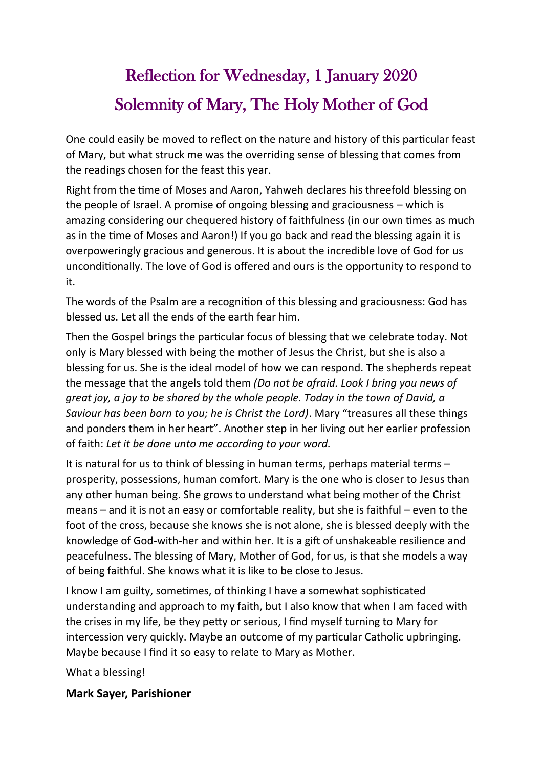# Reflection for Wednesday, 1 January 2020

# Solemnity of Mary, The Holy Mother of God

One could easily be moved to reflect on the nature and history of this particular feast of Mary, but what struck me was the overriding sense of blessing that comes from the readings chosen for the feast this year.

Right from the time of Moses and Aaron, Yahweh declares his threefold blessing on the people of Israel. A promise of ongoing blessing and graciousness – which is amazing considering our chequered history of faithfulness (in our own times as much as in the time of Moses and Aaron!) If you go back and read the blessing again it is overpoweringly gracious and generous. It is about the incredible love of God for us unconditionally. The love of God is offered and ours is the opportunity to respond to it.

The words of the Psalm are a recognition of this blessing and graciousness: God has blessed us. Let all the ends of the earth fear him.

Then the Gospel brings the particular focus of blessing that we celebrate today. Not only is Mary blessed with being the mother of Jesus the Christ, but she is also a blessing for us. She is the ideal model of how we can respond. The shepherds repeat the message that the angels told them *(Do not be afraid. Look I bring you news of great joy, a joy to be shared by the whole people. Today in the town of David, a Saviour has been born to you; he is Christ the Lord)*. Mary "treasures all these things and ponders them in her heart". Another step in her living out her earlier profession of faith: *Let it be done unto me according to your word.*

It is natural for us to think of blessing in human terms, perhaps material terms – prosperity, possessions, human comfort. Mary is the one who is closer to Jesus than any other human being. She grows to understand what being mother of the Christ means – and it is not an easy or comfortable reality, but she is faithful – even to the foot of the cross, because she knows she is not alone, she is blessed deeply with the knowledge of God-with-her and within her. It is a gift of unshakeable resilience and peacefulness. The blessing of Mary, Mother of God, for us, is that she models a way of being faithful. She knows what it is like to be close to Jesus.

I know I am guilty, sometimes, of thinking I have a somewhat sophisticated understanding and approach to my faith, but I also know that when I am faced with the crises in my life, be they petty or serious, I find myself turning to Mary for intercession very quickly. Maybe an outcome of my particular Catholic upbringing. Maybe because I find it so easy to relate to Mary as Mother.

What a blessing!

**Mark Sayer, Parishioner**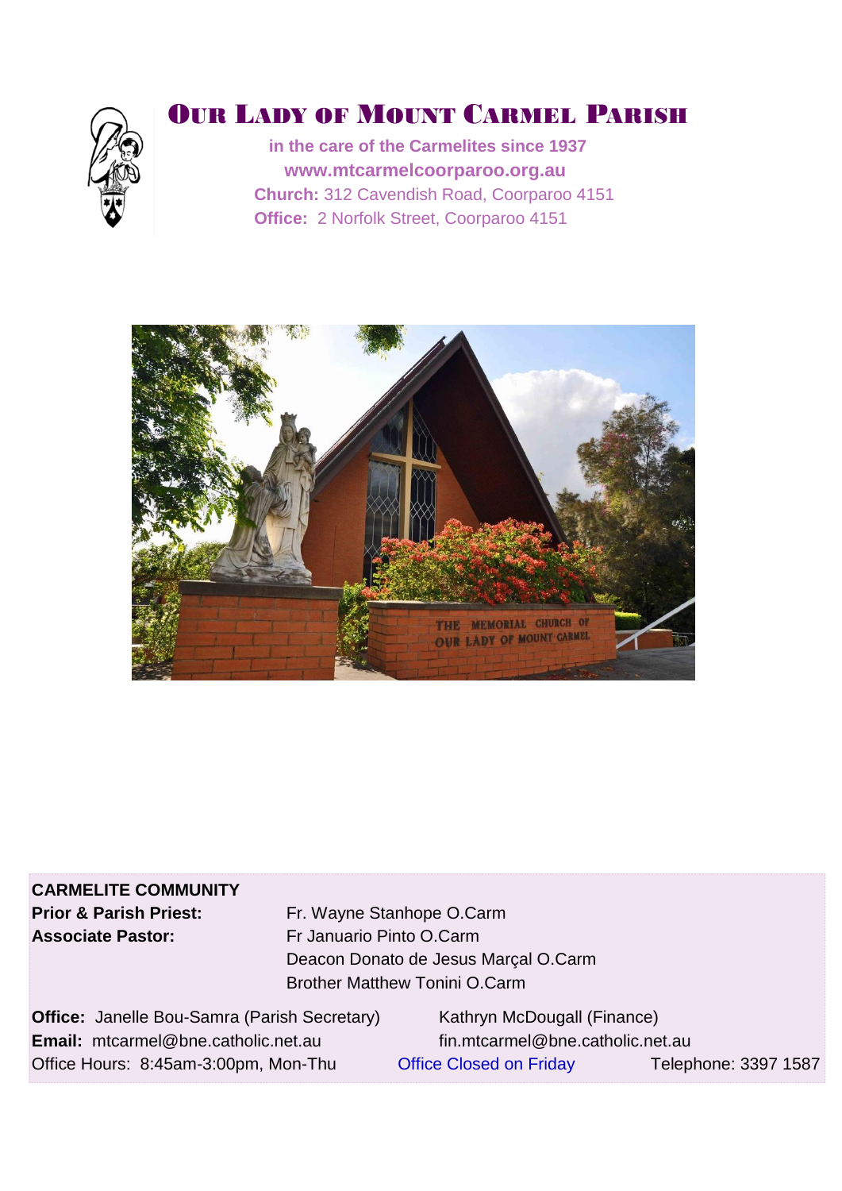# Our Lady of Mount Carmel Parish

**in the care of the Carmelites since 1937**

**www.mtcarmelcoorparoo.org.au**

**Church:** 312 Cavendish Road, Coorparoo 4151

**Office:** 2 Norfolk Street, Coorparoo 4151

**CARMELITE COMMUNITY**

| | |
|---|---|
| **Prior & Parish Priest:** | Fr. Wayne Stanhope O.Carm |
| **Associate Pastor:** | Fr Januario Pinto O.Carm |
| | Deacon Donato de Jesus Marçal O.Carm |
| | Brother Matthew Tonini O.Carm |

**Office:** Janelle Bou-Samra (Parish Secretary) — Kathryn McDougall (Finance)

**Email:** mtcarmel@bne.catholic.net.au — fin.mtcarmel@bne.catholic.net.au

Office Hours: 8:45am-3:00pm, Mon-Thu — Office Closed on Friday — Telephone: 3397 1587